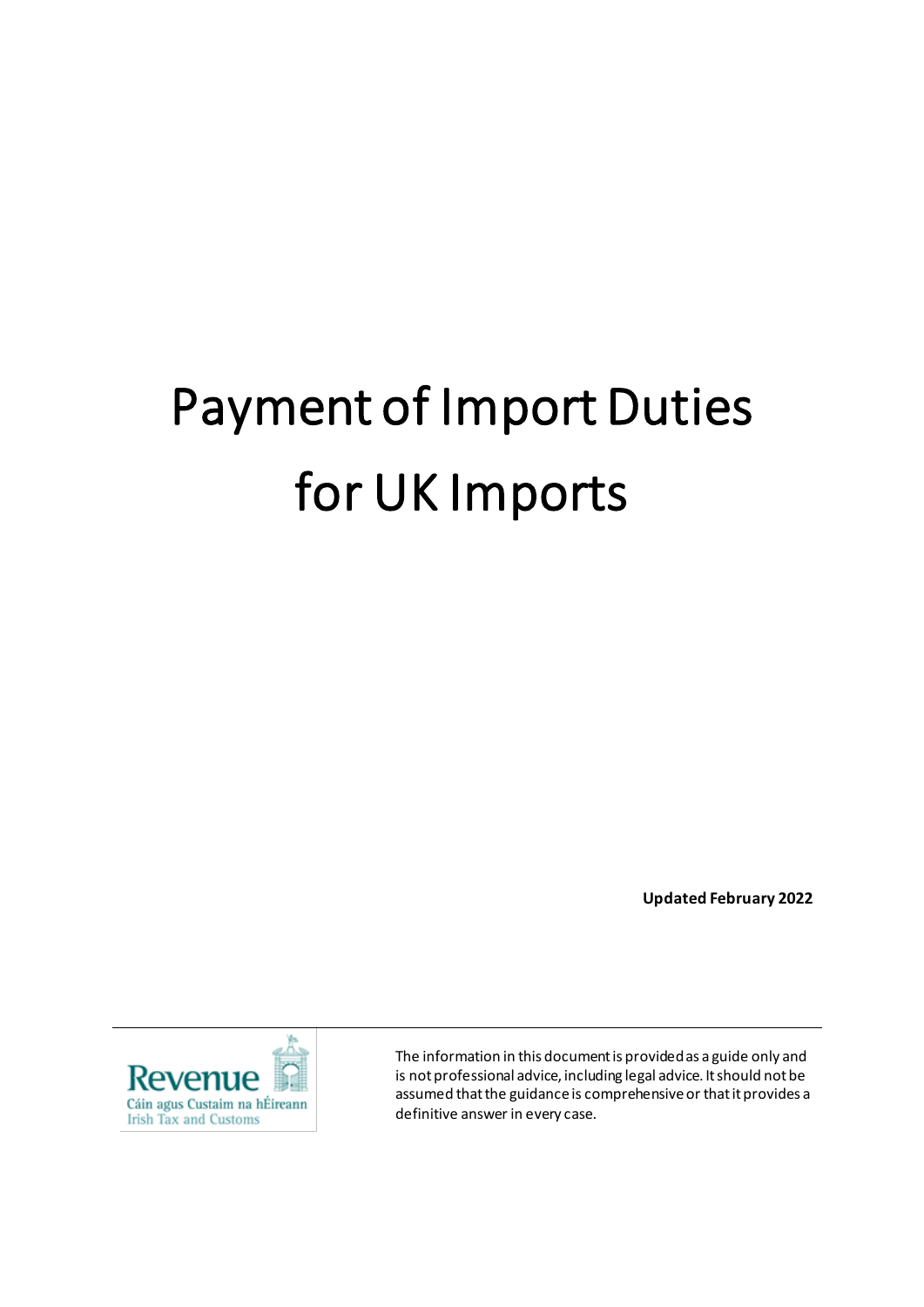# Payment of Import Duties for UK Imports

**Updated February 2022**

Revenue
Cáin agus Custaim na hÉireann
Irish Tax and Customs

The information in this document is provided as a guide only and is not professional advice, including legal advice. It should not be assumed that the guidance is comprehensive or that it provides a definitive answer in every case.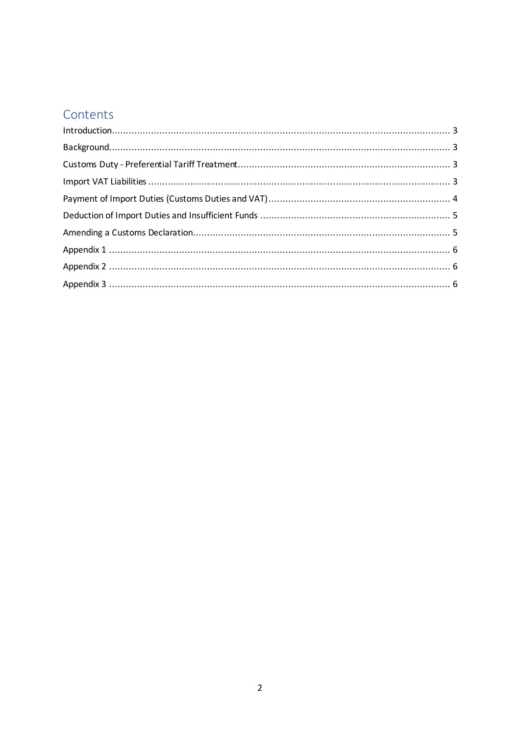## Contents

- Introduction ........ 3
- Background ........ 3
- Customs Duty - Preferential Tariff Treatment ........ 3
- Import VAT Liabilities ........ 3
- Payment of Import Duties (Customs Duties and VAT) ........ 4
- Deduction of Import Duties and Insufficient Funds ........ 5
- Amending a Customs Declaration ........ 5
- Appendix 1 ........ 6
- Appendix 2 ........ 6
- Appendix 3 ........ 6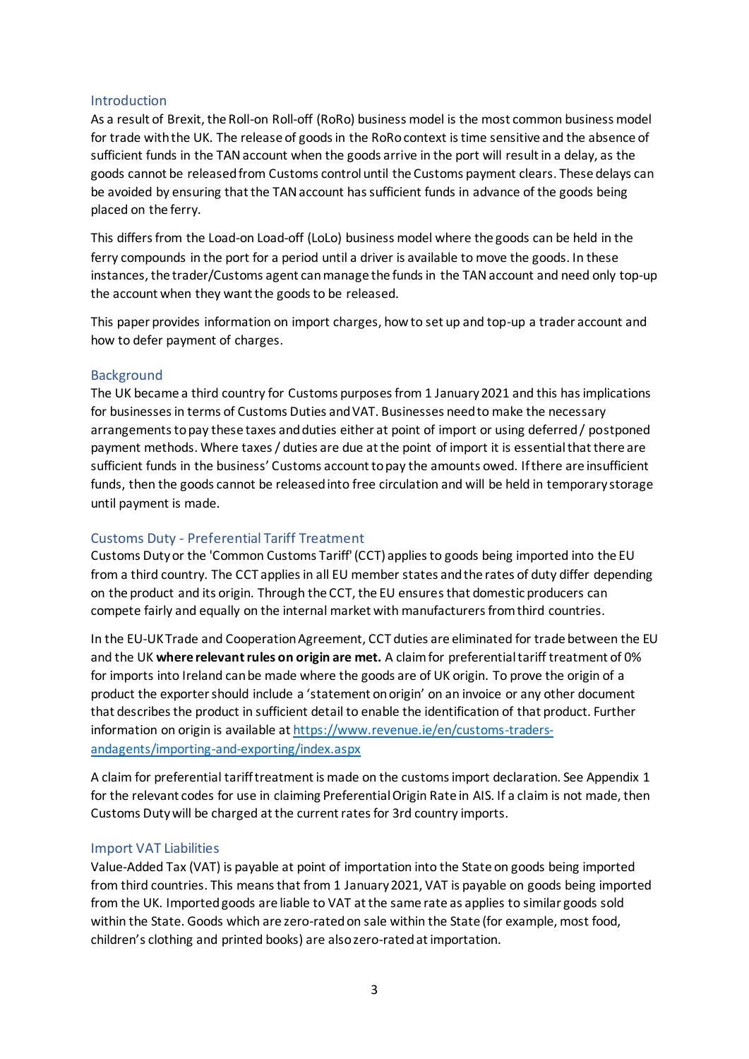## Introduction

As a result of Brexit, the Roll-on Roll-off (RoRo) business model is the most common business model for trade with the UK. The release of goods in the RoRo context is time sensitive and the absence of sufficient funds in the TAN account when the goods arrive in the port will result in a delay, as the goods cannot be released from Customs control until the Customs payment clears. These delays can be avoided by ensuring that the TAN account has sufficient funds in advance of the goods being placed on the ferry.

This differs from the Load-on Load-off (LoLo) business model where the goods can be held in the ferry compounds in the port for a period until a driver is available to move the goods. In these instances, the trader/Customs agent can manage the funds in the TAN account and need only top-up the account when they want the goods to be released.

This paper provides information on import charges, how to set up and top-up a trader account and how to defer payment of charges.

## Background

The UK became a third country for Customs purposes from 1 January 2021 and this has implications for businesses in terms of Customs Duties and VAT. Businesses need to make the necessary arrangements to pay these taxes and duties either at point of import or using deferred / postponed payment methods. Where taxes / duties are due at the point of import it is essential that there are sufficient funds in the business' Customs account to pay the amounts owed. If there are insufficient funds, then the goods cannot be released into free circulation and will be held in temporary storage until payment is made.

## Customs Duty - Preferential Tariff Treatment

Customs Duty or the 'Common Customs Tariff' (CCT) applies to goods being imported into the EU from a third country. The CCT applies in all EU member states and the rates of duty differ depending on the product and its origin. Through the CCT, the EU ensures that domestic producers can compete fairly and equally on the internal market with manufacturers from third countries.

In the EU-UK Trade and Cooperation Agreement, CCT duties are eliminated for trade between the EU and the UK **where relevant rules on origin are met.** A claim for preferential tariff treatment of 0% for imports into Ireland can be made where the goods are of UK origin. To prove the origin of a product the exporter should include a 'statement on origin' on an invoice or any other document that describes the product in sufficient detail to enable the identification of that product. Further information on origin is available at [https://www.revenue.ie/en/customs-traders-andagents/importing-and-exporting/index.aspx](https://www.revenue.ie/en/customs-traders-andagents/importing-and-exporting/index.aspx)

A claim for preferential tariff treatment is made on the customs import declaration. See Appendix 1 for the relevant codes for use in claiming Preferential Origin Rate in AIS. If a claim is not made, then Customs Duty will be charged at the current rates for 3rd country imports.

## Import VAT Liabilities

Value-Added Tax (VAT) is payable at point of importation into the State on goods being imported from third countries. This means that from 1 January 2021, VAT is payable on goods being imported from the UK. Imported goods are liable to VAT at the same rate as applies to similar goods sold within the State. Goods which are zero-rated on sale within the State (for example, most food, children's clothing and printed books) are also zero-rated at importation.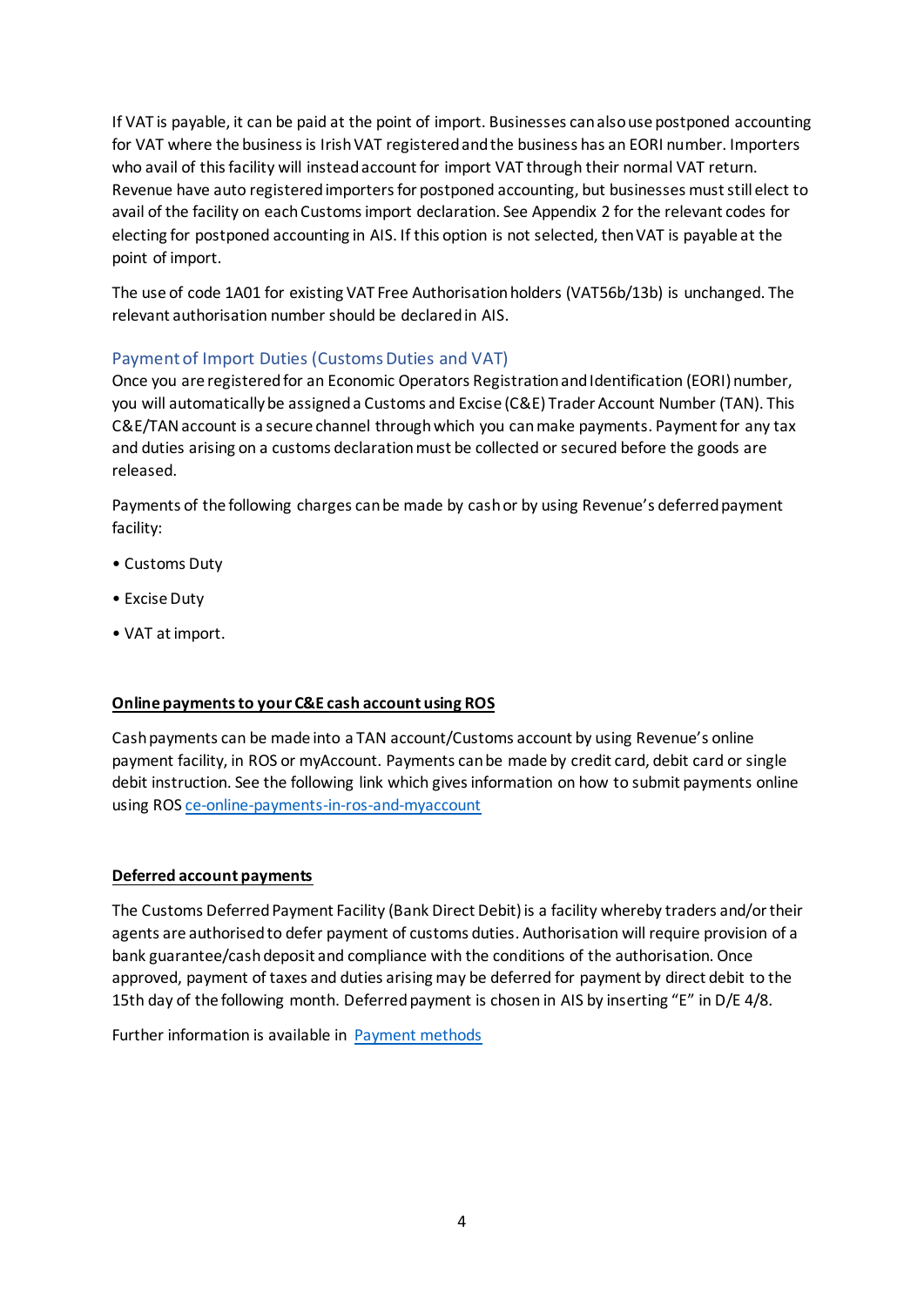If VAT is payable, it can be paid at the point of import. Businesses can also use postponed accounting for VAT where the business is Irish VAT registered and the business has an EORI number. Importers who avail of this facility will instead account for import VAT through their normal VAT return. Revenue have auto registered importers for postponed accounting, but businesses must still elect to avail of the facility on each Customs import declaration. See Appendix 2 for the relevant codes for electing for postponed accounting in AIS. If this option is not selected, then VAT is payable at the point of import.

The use of code 1A01 for existing VAT Free Authorisation holders (VAT56b/13b) is unchanged. The relevant authorisation number should be declared in AIS.

## Payment of Import Duties (Customs Duties and VAT)

Once you are registered for an Economic Operators Registration and Identification (EORI) number, you will automatically be assigned a Customs and Excise (C&E) Trader Account Number (TAN). This C&E/TAN account is a secure channel through which you can make payments. Payment for any tax and duties arising on a customs declaration must be collected or secured before the goods are released.

Payments of the following charges can be made by cash or by using Revenue's deferred payment facility:

- Customs Duty
- Excise Duty
- VAT at import.

**Online payments to your C&E cash account using ROS**

Cash payments can be made into a TAN account/Customs account by using Revenue's online payment facility, in ROS or myAccount. Payments can be made by credit card, debit card or single debit instruction. See the following link which gives information on how to submit payments online using ROS ce-online-payments-in-ros-and-myaccount

**Deferred account payments**

The Customs Deferred Payment Facility (Bank Direct Debit) is a facility whereby traders and/or their agents are authorised to defer payment of customs duties. Authorisation will require provision of a bank guarantee/cash deposit and compliance with the conditions of the authorisation. Once approved, payment of taxes and duties arising may be deferred for payment by direct debit to the 15th day of the following month. Deferred payment is chosen in AIS by inserting "E" in D/E 4/8.

Further information is available in Payment methods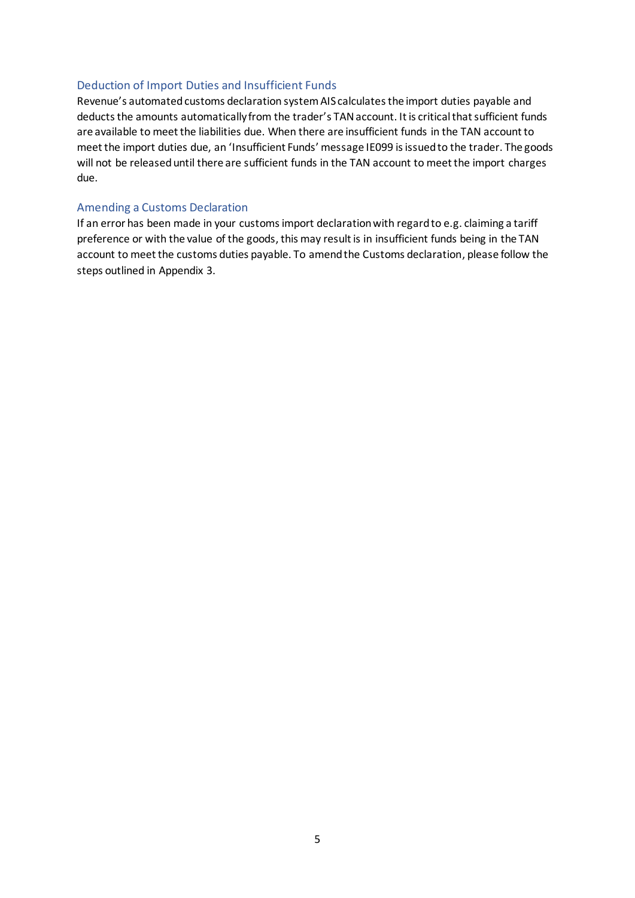## Deduction of Import Duties and Insufficient Funds

Revenue's automated customs declaration system AIS calculates the import duties payable and deducts the amounts automatically from the trader's TAN account. It is critical that sufficient funds are available to meet the liabilities due. When there are insufficient funds in the TAN account to meet the import duties due, an 'Insufficient Funds' message IE099 is issued to the trader. The goods will not be released until there are sufficient funds in the TAN account to meet the import charges due.

## Amending a Customs Declaration

If an error has been made in your customs import declaration with regard to e.g. claiming a tariff preference or with the value of the goods, this may result is in insufficient funds being in the TAN account to meet the customs duties payable. To amend the Customs declaration, please follow the steps outlined in Appendix 3.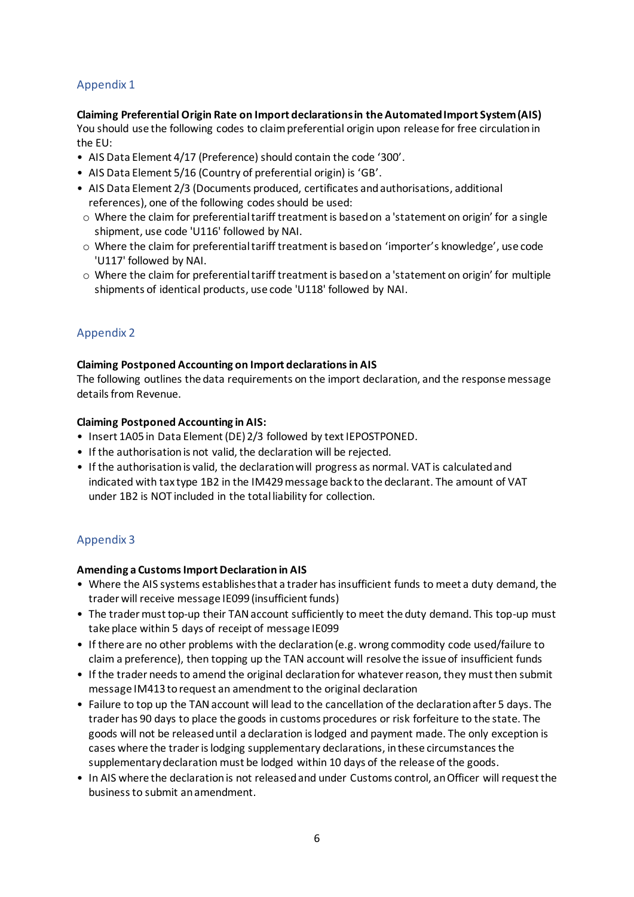## Appendix 1

**Claiming Preferential Origin Rate on Import declarations in the Automated Import System (AIS)**
You should use the following codes to claim preferential origin upon release for free circulation in the EU:

- AIS Data Element 4/17 (Preference) should contain the code '300'.
- AIS Data Element 5/16 (Country of preferential origin) is 'GB'.
- AIS Data Element 2/3 (Documents produced, certificates and authorisations, additional references), one of the following codes should be used:
  - Where the claim for preferential tariff treatment is based on a 'statement on origin' for a single shipment, use code 'U116' followed by NAI.
  - Where the claim for preferential tariff treatment is based on 'importer's knowledge', use code 'U117' followed by NAI.
  - Where the claim for preferential tariff treatment is based on a 'statement on origin' for multiple shipments of identical products, use code 'U118' followed by NAI.

## Appendix 2

**Claiming Postponed Accounting on Import declarations in AIS**
The following outlines the data requirements on the import declaration, and the response message details from Revenue.

**Claiming Postponed Accounting in AIS:**

- Insert 1A05 in Data Element (DE) 2/3 followed by text IEPOSTPONED.
- If the authorisation is not valid, the declaration will be rejected.
- If the authorisation is valid, the declaration will progress as normal. VAT is calculated and indicated with tax type 1B2 in the IM429 message back to the declarant. The amount of VAT under 1B2 is NOT included in the total liability for collection.

## Appendix 3

**Amending a Customs Import Declaration in AIS**

- Where the AIS systems establishes that a trader has insufficient funds to meet a duty demand, the trader will receive message IE099 (insufficient funds)
- The trader must top-up their TAN account sufficiently to meet the duty demand. This top-up must take place within 5 days of receipt of message IE099
- If there are no other problems with the declaration (e.g. wrong commodity code used/failure to claim a preference), then topping up the TAN account will resolve the issue of insufficient funds
- If the trader needs to amend the original declaration for whatever reason, they must then submit message IM413 to request an amendment to the original declaration
- Failure to top up the TAN account will lead to the cancellation of the declaration after 5 days. The trader has 90 days to place the goods in customs procedures or risk forfeiture to the state. The goods will not be released until a declaration is lodged and payment made. The only exception is cases where the trader is lodging supplementary declarations, in these circumstances the supplementary declaration must be lodged within 10 days of the release of the goods.
- In AIS where the declaration is not released and under Customs control, an Officer will request the business to submit an amendment.